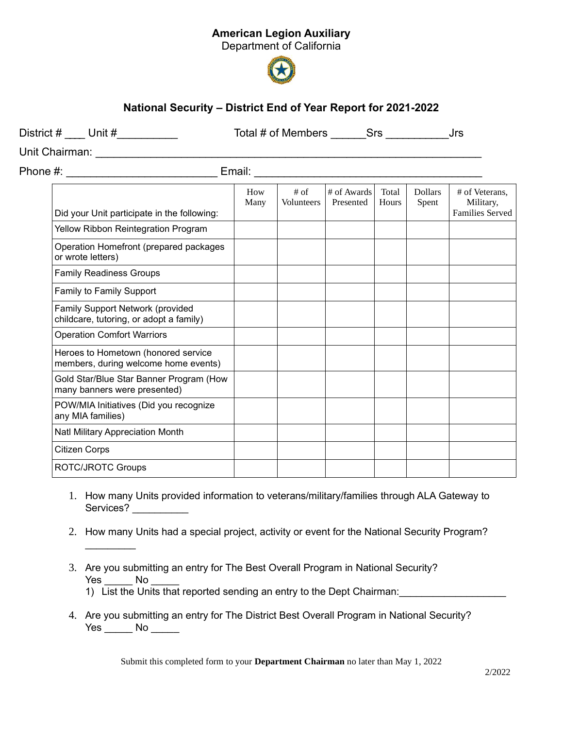**American Legion Auxiliary**
Department of California

## National Security – District End of Year Report for 2021-2022

District # ___ Unit #__________ Total # of Members ______Srs __________Jrs

Unit Chairman: ______________________________________________________________

Phone #: ________________________ Email: ____________________________________

| Did your Unit participate in the following: | How Many | # of Volunteers | # of Awards Presented | Total Hours | Dollars Spent | # of Veterans, Military, Families Served |
|---|---|---|---|---|---|---|
| Yellow Ribbon Reintegration Program | | | | | | |
| Operation Homefront (prepared packages or wrote letters) | | | | | | |
| Family Readiness Groups | | | | | | |
| Family to Family Support | | | | | | |
| Family Support Network (provided childcare, tutoring, or adopt a family) | | | | | | |
| Operation Comfort Warriors | | | | | | |
| Heroes to Hometown (honored service members, during welcome home events) | | | | | | |
| Gold Star/Blue Star Banner Program (How many banners were presented) | | | | | | |
| POW/MIA Initiatives (Did you recognize any MIA families) | | | | | | |
| Natl Military Appreciation Month | | | | | | |
| Citizen Corps | | | | | | |
| ROTC/JROTC Groups | | | | | | |

1. How many Units provided information to veterans/military/families through ALA Gateway to Services? __________

2. How many Units had a special project, activity or event for the National Security Program? _________

3. Are you submitting an entry for The Best Overall Program in National Security? Yes _____ No _____
   1) List the Units that reported sending an entry to the Dept Chairman:___________________

4. Are you submitting an entry for The District Best Overall Program in National Security? Yes _____ No _____

Submit this completed form to your **Department Chairman** no later than May 1, 2022

2/2022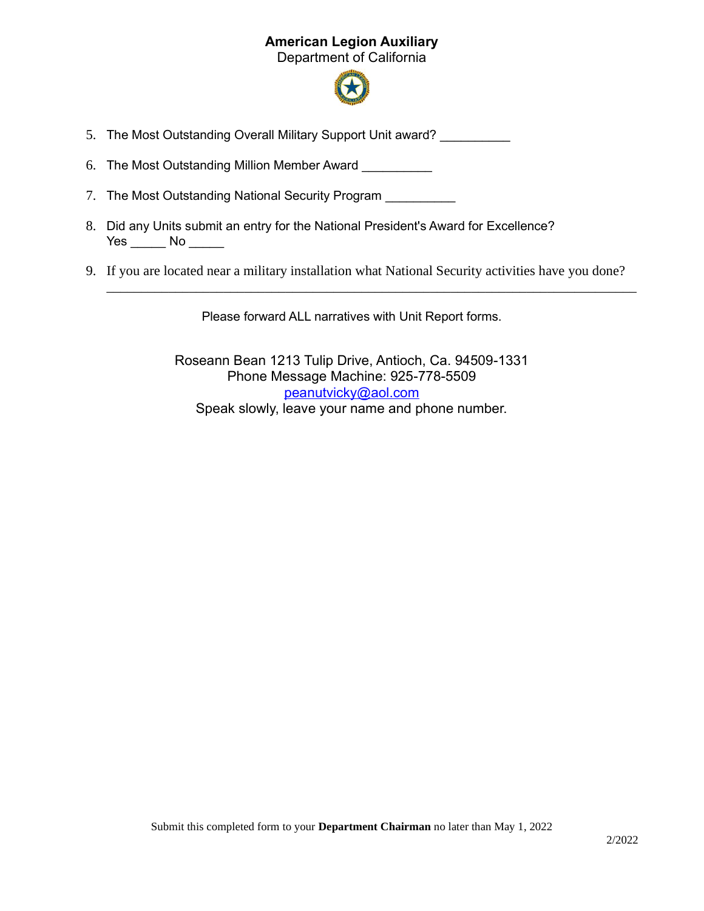**American Legion Auxiliary**
Department of California

5. The Most Outstanding Overall Military Support Unit award? __________

6. The Most Outstanding Million Member Award __________

7. The Most Outstanding National Security Program __________

8. Did any Units submit an entry for the National President's Award for Excellence?
   Yes _____ No _____

9. If you are located near a military installation what National Security activities have you done?
   ________________________________________________________________________________

Please forward ALL narratives with Unit Report forms.

Roseann Bean 1213 Tulip Drive, Antioch, Ca. 94509-1331
Phone Message Machine: 925-778-5509
peanutvicky@aol.com
Speak slowly, leave your name and phone number.

Submit this completed form to your **Department Chairman** no later than May 1, 2022

2/2022